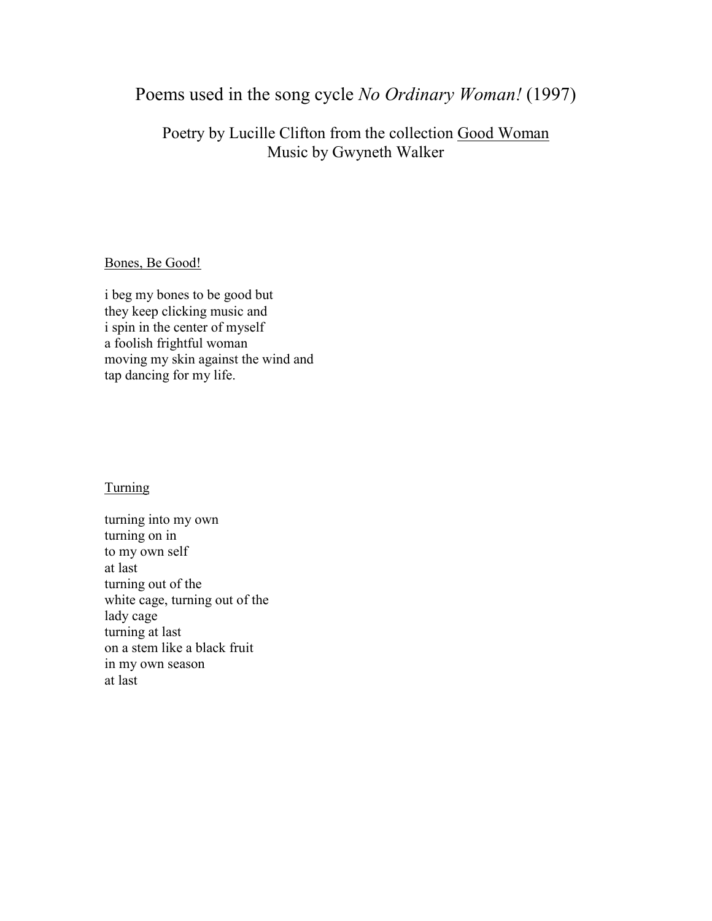# Poems used in the song cycle *No Ordinary Woman!* (1997)

## Poetry by Lucille Clifton from the collection <u>Good Woman</u>
## Music by Gwyneth Walker

<u>Bones, Be Good!</u>

i beg my bones to be good but  
they keep clicking music and  
i spin in the center of myself  
a foolish frightful woman  
moving my skin against the wind and  
tap dancing for my life.

<u>Turning</u>

turning into my own  
turning on in  
to my own self  
at last  
turning out of the  
white cage, turning out of the  
lady cage  
turning at last  
on a stem like a black fruit  
in my own season  
at last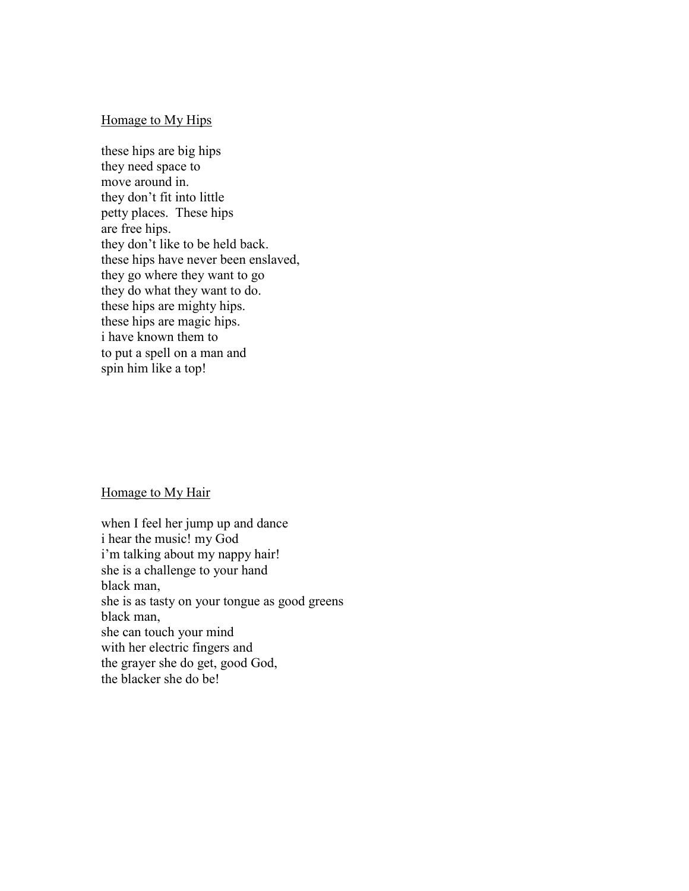<u>Homage to My Hips</u>

these hips are big hips  
they need space to  
move around in.  
they don't fit into little  
petty places.  These hips  
are free hips.  
they don't like to be held back.  
these hips have never been enslaved,  
they go where they want to go  
they do what they want to do.  
these hips are mighty hips.  
these hips are magic hips.  
i have known them to  
to put a spell on a man and  
spin him like a top!

<u>Homage to My Hair</u>

when I feel her jump up and dance  
i hear the music! my God  
i'm talking about my nappy hair!  
she is a challenge to your hand  
black man,  
she is as tasty on your tongue as good greens  
black man,  
she can touch your mind  
with her electric fingers and  
the grayer she do get, good God,  
the blacker she do be!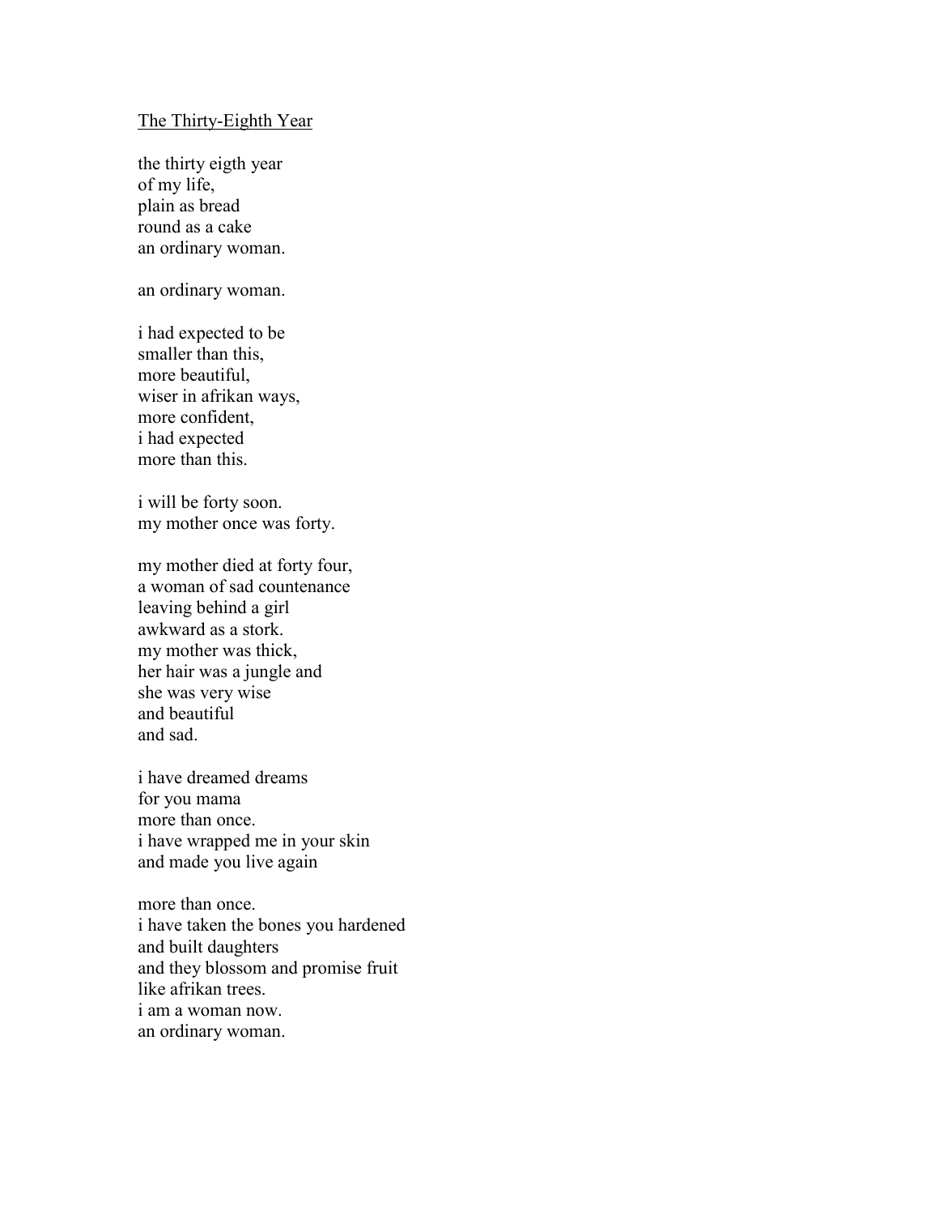The Thirty-Eighth Year

the thirty eigth year
of my life,
plain as bread
round as a cake
an ordinary woman.

an ordinary woman.

i had expected to be
smaller than this,
more beautiful,
wiser in afrikan ways,
more confident,
i had expected
more than this.

i will be forty soon.
my mother once was forty.

my mother died at forty four,
a woman of sad countenance
leaving behind a girl
awkward as a stork.
my mother was thick,
her hair was a jungle and
she was very wise
and beautiful
and sad.

i have dreamed dreams
for you mama
more than once.
i have wrapped me in your skin
and made you live again

more than once.
i have taken the bones you hardened
and built daughters
and they blossom and promise fruit
like afrikan trees.
i am a woman now.
an ordinary woman.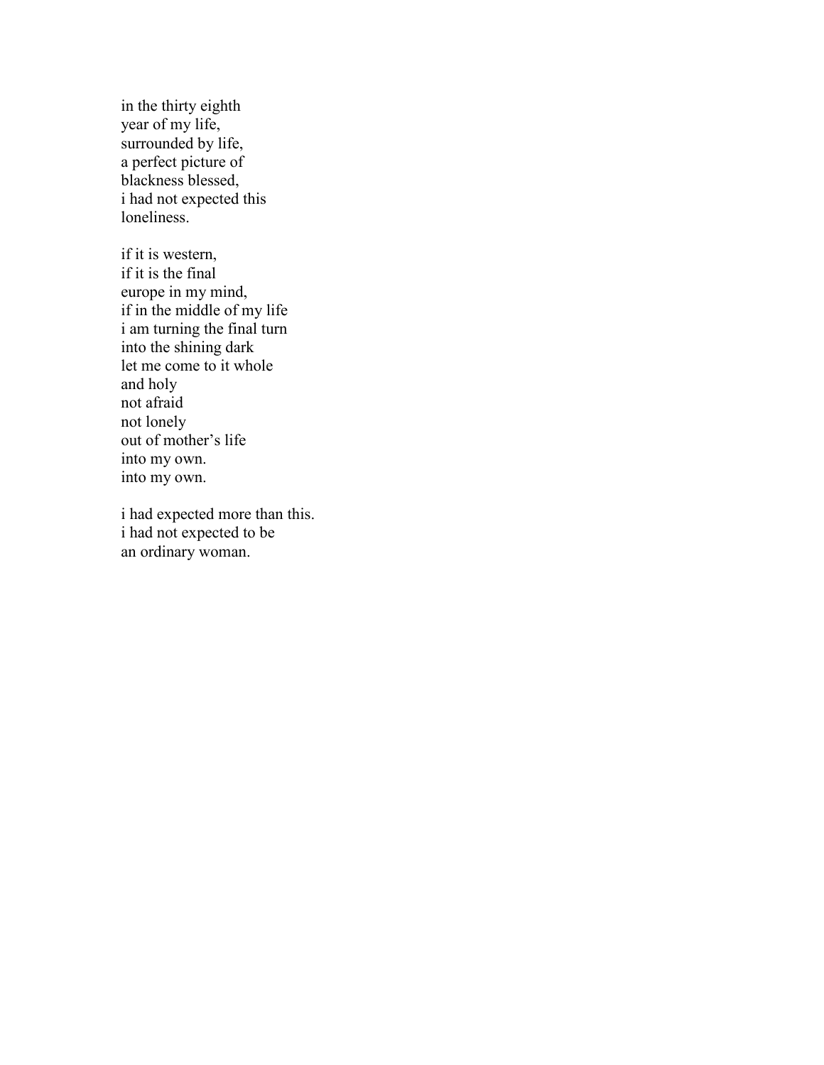in the thirty eighth  
year of my life,  
surrounded by life,  
a perfect picture of  
blackness blessed,  
i had not expected this  
loneliness.

if it is western,  
if it is the final  
europe in my mind,  
if in the middle of my life  
i am turning the final turn  
into the shining dark  
let me come to it whole  
and holy  
not afraid  
not lonely  
out of mother's life  
into my own.  
into my own.

i had expected more than this.  
i had not expected to be  
an ordinary woman.